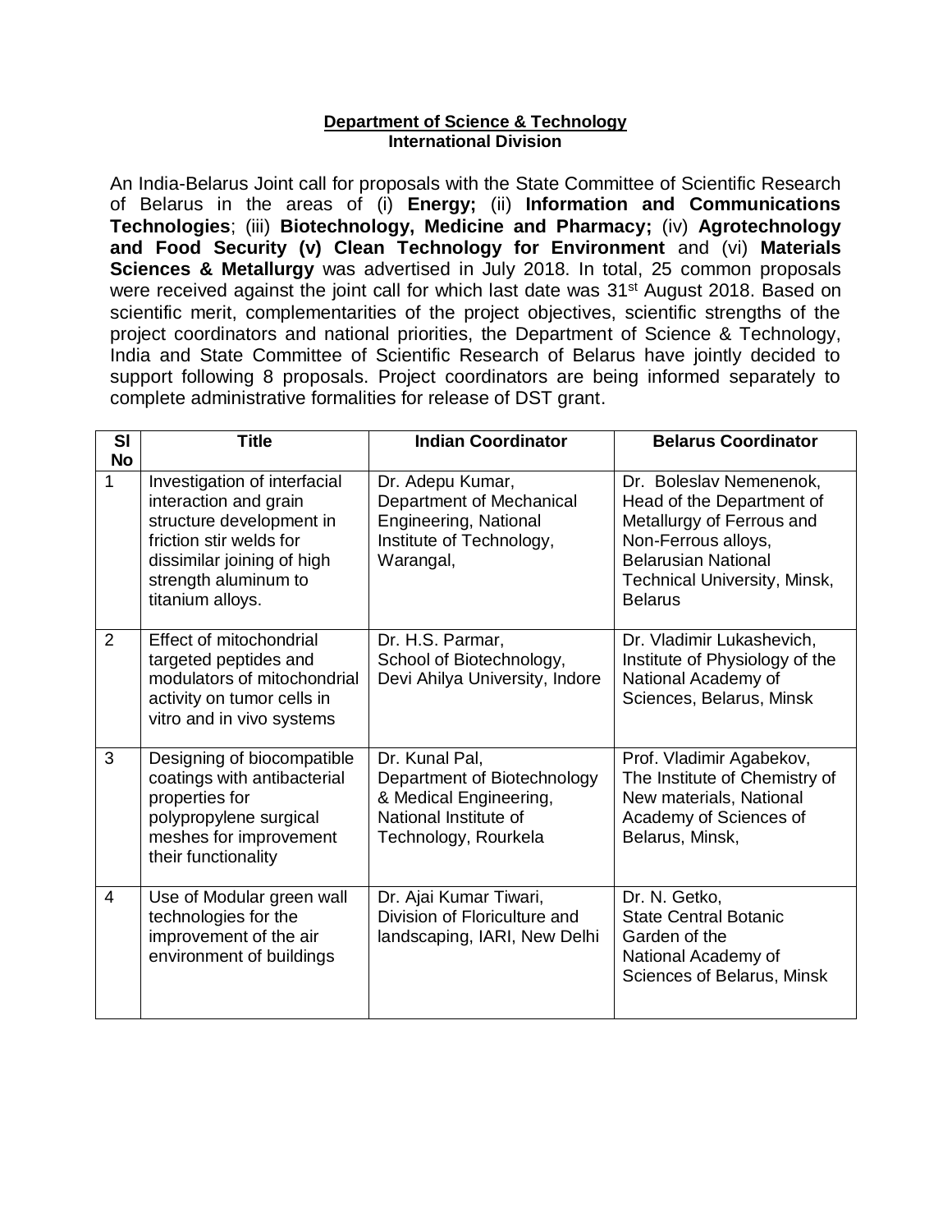**Department of Science & Technology**
**International Division**

An India-Belarus Joint call for proposals with the State Committee of Scientific Research of Belarus in the areas of (i) **Energy;** (ii) **Information and Communications Technologies**; (iii) **Biotechnology, Medicine and Pharmacy;** (iv) **Agrotechnology and Food Security (v) Clean Technology for Environment** and (vi) **Materials Sciences & Metallurgy** was advertised in July 2018. In total, 25 common proposals were received against the joint call for which last date was 31st August 2018. Based on scientific merit, complementarities of the project objectives, scientific strengths of the project coordinators and national priorities, the Department of Science & Technology, India and State Committee of Scientific Research of Belarus have jointly decided to support following 8 proposals. Project coordinators are being informed separately to complete administrative formalities for release of DST grant.

| Sl No | Title | Indian Coordinator | Belarus Coordinator |
|---|---|---|---|
| 1 | Investigation of interfacial interaction and grain structure development in friction stir welds for dissimilar joining of high strength aluminum to titanium alloys. | Dr. Adepu Kumar, Department of Mechanical Engineering, National Institute of Technology, Warangal, | Dr. Boleslav Nemenenok, Head of the Department of Metallurgy of Ferrous and Non-Ferrous alloys, Belarusian National Technical University, Minsk, Belarus |
| 2 | Effect of mitochondrial targeted peptides and modulators of mitochondrial activity on tumor cells in vitro and in vivo systems | Dr. H.S. Parmar, School of Biotechnology, Devi Ahilya University, Indore | Dr. Vladimir Lukashevich, Institute of Physiology of the National Academy of Sciences, Belarus, Minsk |
| 3 | Designing of biocompatible coatings with antibacterial properties for polypropylene surgical meshes for improvement their functionality | Dr. Kunal Pal, Department of Biotechnology & Medical Engineering, National Institute of Technology, Rourkela | Prof. Vladimir Agabekov, The Institute of Chemistry of New materials, National Academy of Sciences of Belarus, Minsk, |
| 4 | Use of Modular green wall technologies for the improvement of the air environment of buildings | Dr. Ajai Kumar Tiwari, Division of Floriculture and landscaping, IARI, New Delhi | Dr. N. Getko, State Central Botanic Garden of the National Academy of Sciences of Belarus, Minsk |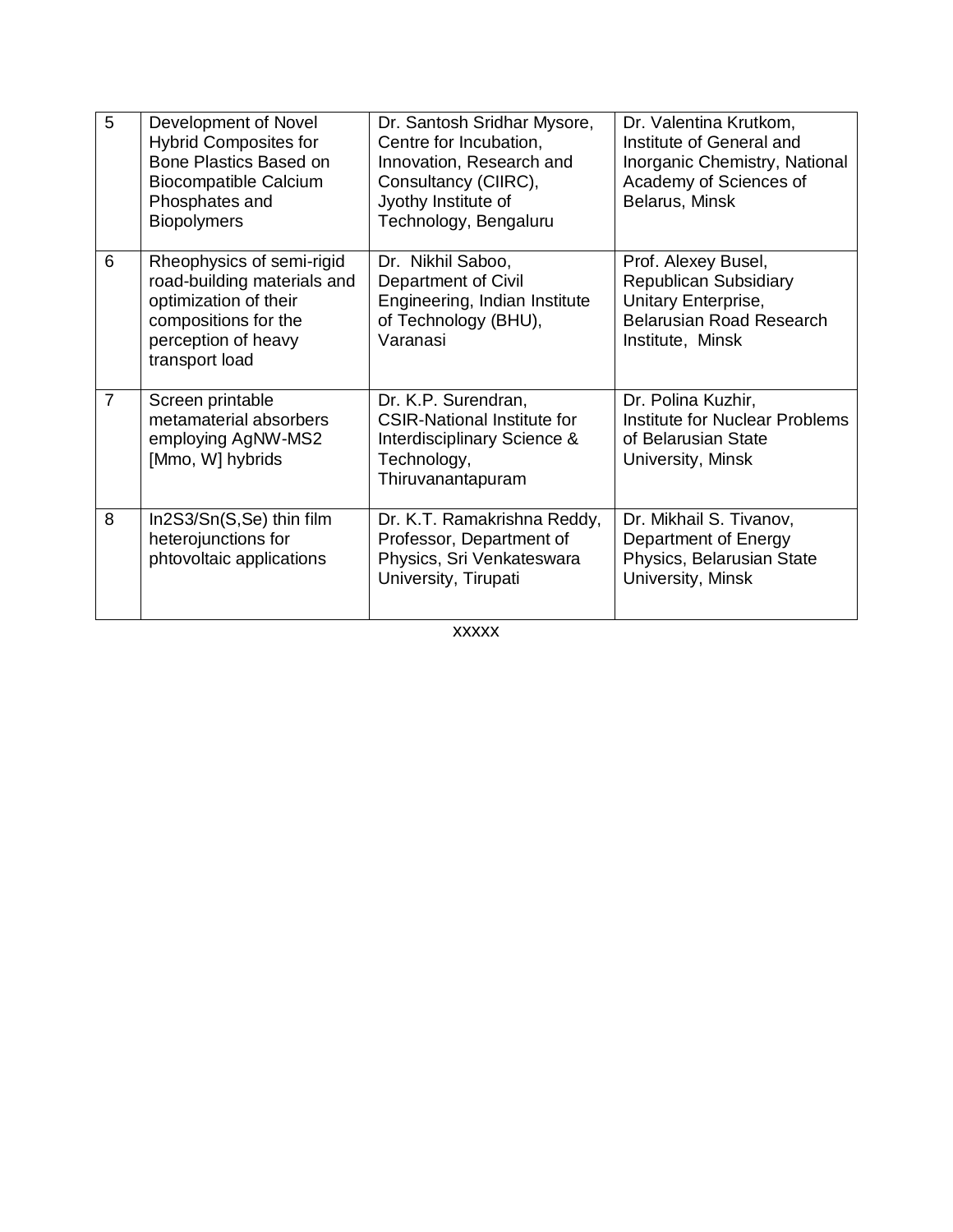| | | | |
|---|---|---|---|
| 5 | Development of Novel Hybrid Composites for Bone Plastics Based on Biocompatible Calcium Phosphates and Biopolymers | Dr. Santosh Sridhar Mysore, Centre for Incubation, Innovation, Research and Consultancy (CIIRC), Jyothy Institute of Technology, Bengaluru | Dr. Valentina Krutkom, Institute of General and Inorganic Chemistry, National Academy of Sciences of Belarus, Minsk |
| 6 | Rheophysics of semi-rigid road-building materials and optimization of their compositions for the perception of heavy transport load | Dr. Nikhil Saboo, Department of Civil Engineering, Indian Institute of Technology (BHU), Varanasi | Prof. Alexey Busel, Republican Subsidiary Unitary Enterprise, Belarusian Road Research Institute, Minsk |
| 7 | Screen printable metamaterial absorbers employing AgNW-MS2 [Mmo, W] hybrids | Dr. K.P. Surendran, CSIR-National Institute for Interdisciplinary Science & Technology, Thiruvanantapuram | Dr. Polina Kuzhir, Institute for Nuclear Problems of Belarusian State University, Minsk |
| 8 | In2S3/Sn(S,Se) thin film heterojunctions for phtovoltaic applications | Dr. K.T. Ramakrishna Reddy, Professor, Department of Physics, Sri Venkateswara University, Tirupati | Dr. Mikhail S. Tivanov, Department of Energy Physics, Belarusian State University, Minsk |

xxxxx